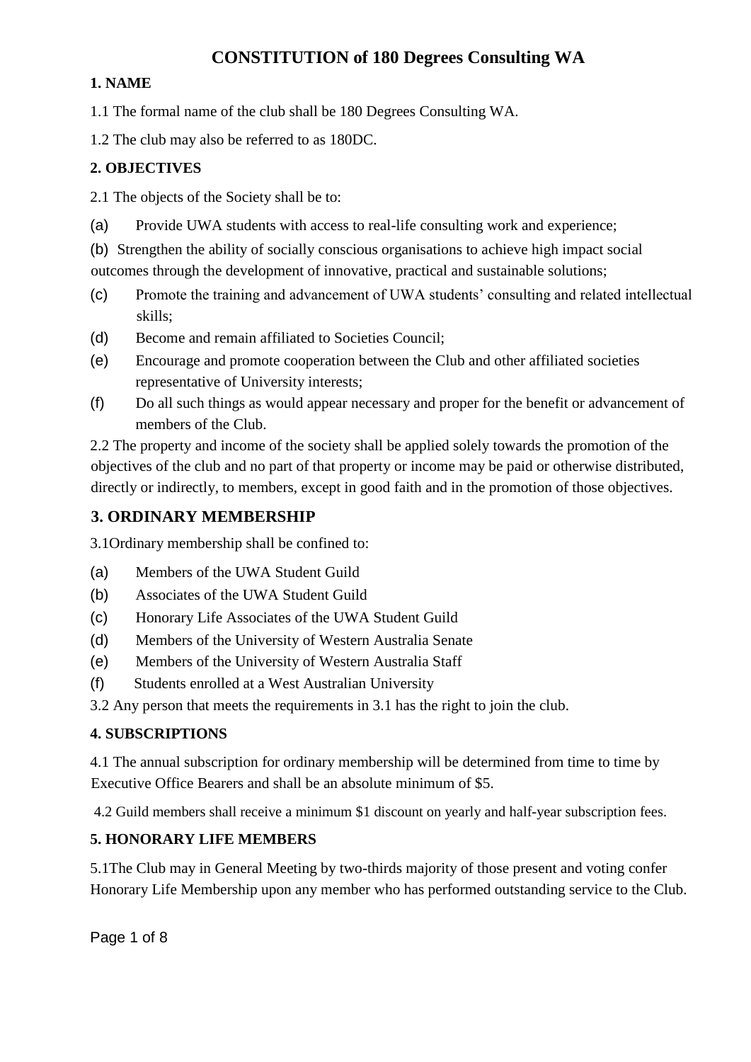# CONSTITUTION of 180 Degrees Consulting WA

## 1. NAME

1.1 The formal name of the club shall be 180 Degrees Consulting WA.

1.2 The club may also be referred to as 180DC.

## 2. OBJECTIVES

2.1 The objects of the Society shall be to:

(a) Provide UWA students with access to real-life consulting work and experience;

(b) Strengthen the ability of socially conscious organisations to achieve high impact social outcomes through the development of innovative, practical and sustainable solutions;

(c) Promote the training and advancement of UWA students' consulting and related intellectual skills;

(d) Become and remain affiliated to Societies Council;

(e) Encourage and promote cooperation between the Club and other affiliated societies representative of University interests;

(f) Do all such things as would appear necessary and proper for the benefit or advancement of members of the Club.

2.2 The property and income of the society shall be applied solely towards the promotion of the objectives of the club and no part of that property or income may be paid or otherwise distributed, directly or indirectly, to members, except in good faith and in the promotion of those objectives.

## 3. ORDINARY MEMBERSHIP

3.1Ordinary membership shall be confined to:

(a) Members of the UWA Student Guild

(b) Associates of the UWA Student Guild

(c) Honorary Life Associates of the UWA Student Guild

(d) Members of the University of Western Australia Senate

(e) Members of the University of Western Australia Staff

(f) Students enrolled at a West Australian University

3.2 Any person that meets the requirements in 3.1 has the right to join the club.

## 4. SUBSCRIPTIONS

4.1 The annual subscription for ordinary membership will be determined from time to time by Executive Office Bearers and shall be an absolute minimum of $5.

4.2 Guild members shall receive a minimum $1 discount on yearly and half-year subscription fees.

## 5. HONORARY LIFE MEMBERS

5.1The Club may in General Meeting by two-thirds majority of those present and voting confer Honorary Life Membership upon any member who has performed outstanding service to the Club.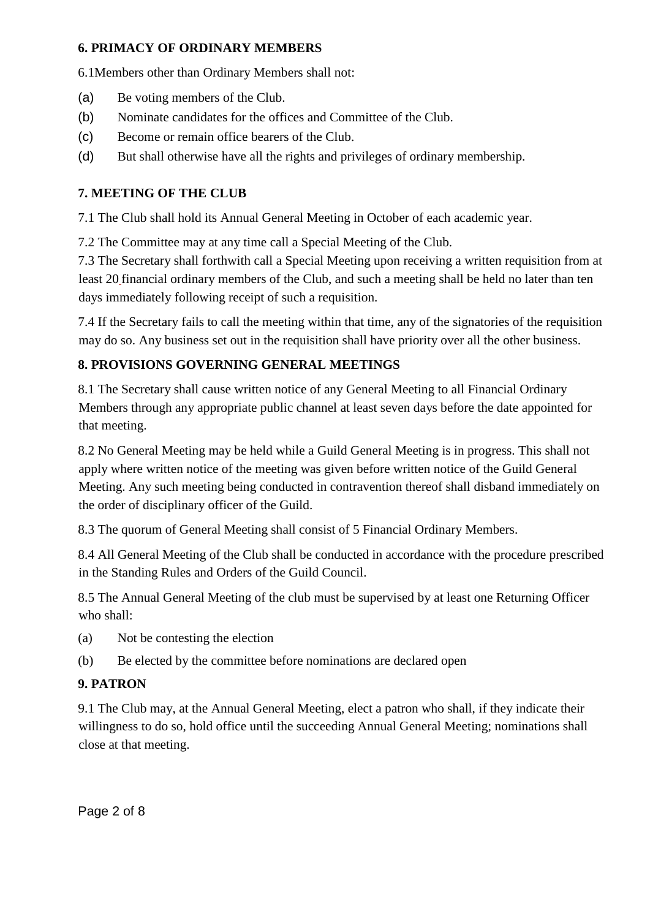**6. PRIMACY OF ORDINARY MEMBERS**

6.1Members other than Ordinary Members shall not:

(a) Be voting members of the Club.

(b) Nominate candidates for the offices and Committee of the Club.

(c) Become or remain office bearers of the Club.

(d) But shall otherwise have all the rights and privileges of ordinary membership.

**7. MEETING OF THE CLUB**

7.1 The Club shall hold its Annual General Meeting in October of each academic year.

7.2 The Committee may at any time call a Special Meeting of the Club.

7.3 The Secretary shall forthwith call a Special Meeting upon receiving a written requisition from at least 20 financial ordinary members of the Club, and such a meeting shall be held no later than ten days immediately following receipt of such a requisition.

7.4 If the Secretary fails to call the meeting within that time, any of the signatories of the requisition may do so. Any business set out in the requisition shall have priority over all the other business.

**8. PROVISIONS GOVERNING GENERAL MEETINGS**

8.1 The Secretary shall cause written notice of any General Meeting to all Financial Ordinary Members through any appropriate public channel at least seven days before the date appointed for that meeting.

8.2 No General Meeting may be held while a Guild General Meeting is in progress. This shall not apply where written notice of the meeting was given before written notice of the Guild General Meeting. Any such meeting being conducted in contravention thereof shall disband immediately on the order of disciplinary officer of the Guild.

8.3 The quorum of General Meeting shall consist of 5 Financial Ordinary Members.

8.4 All General Meeting of the Club shall be conducted in accordance with the procedure prescribed in the Standing Rules and Orders of the Guild Council.

8.5 The Annual General Meeting of the club must be supervised by at least one Returning Officer who shall:

(a) Not be contesting the election

(b) Be elected by the committee before nominations are declared open

**9. PATRON**

9.1 The Club may, at the Annual General Meeting, elect a patron who shall, if they indicate their willingness to do so, hold office until the succeeding Annual General Meeting; nominations shall close at that meeting.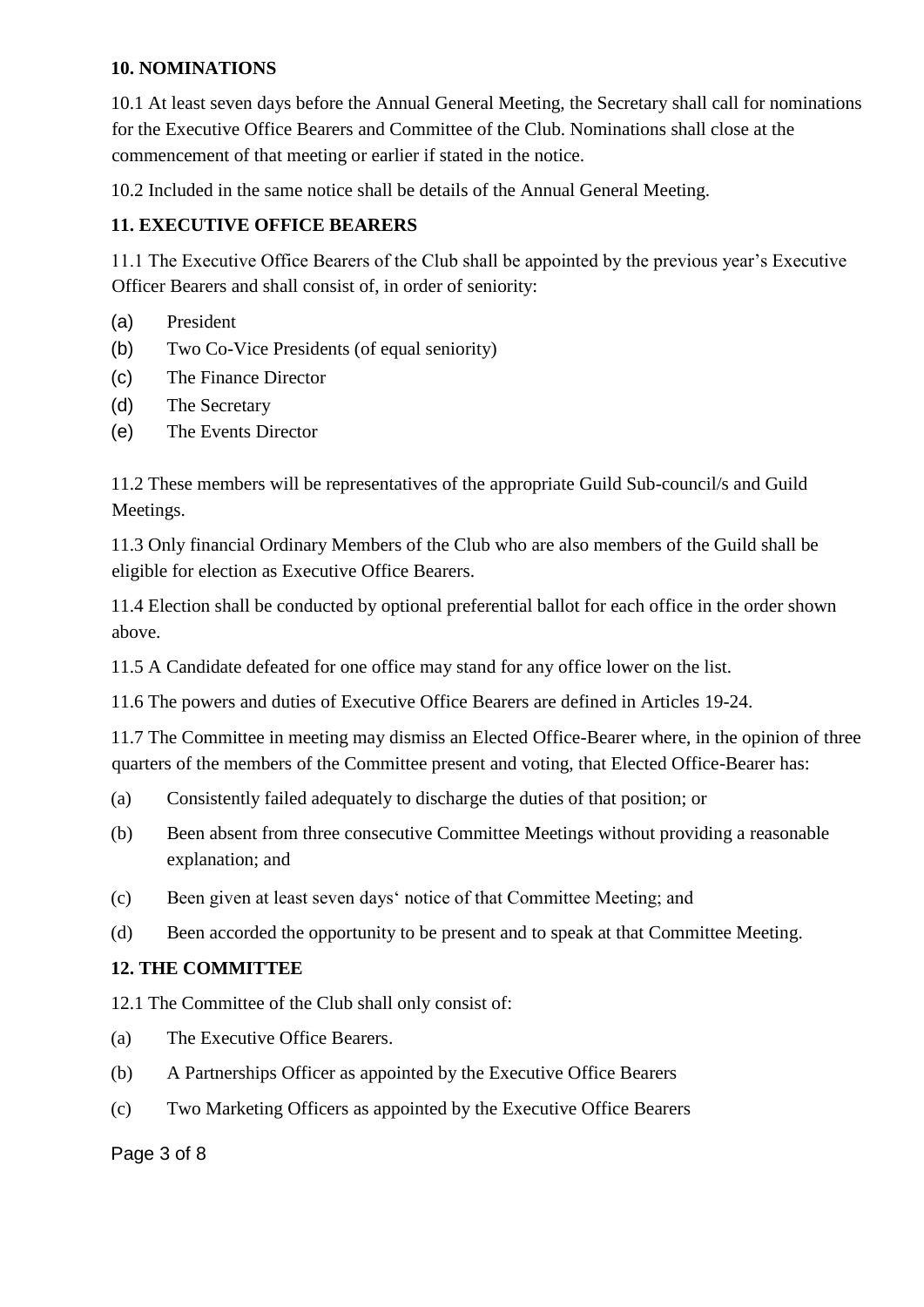**10. NOMINATIONS**

10.1 At least seven days before the Annual General Meeting, the Secretary shall call for nominations for the Executive Office Bearers and Committee of the Club. Nominations shall close at the commencement of that meeting or earlier if stated in the notice.

10.2 Included in the same notice shall be details of the Annual General Meeting.

**11. EXECUTIVE OFFICE BEARERS**

11.1 The Executive Office Bearers of the Club shall be appointed by the previous year's Executive Officer Bearers and shall consist of, in order of seniority:

(a) President

(b) Two Co-Vice Presidents (of equal seniority)

(c) The Finance Director

(d) The Secretary

(e) The Events Director

11.2 These members will be representatives of the appropriate Guild Sub-council/s and Guild Meetings.

11.3 Only financial Ordinary Members of the Club who are also members of the Guild shall be eligible for election as Executive Office Bearers.

11.4 Election shall be conducted by optional preferential ballot for each office in the order shown above.

11.5 A Candidate defeated for one office may stand for any office lower on the list.

11.6 The powers and duties of Executive Office Bearers are defined in Articles 19-24.

11.7 The Committee in meeting may dismiss an Elected Office-Bearer where, in the opinion of three quarters of the members of the Committee present and voting, that Elected Office-Bearer has:

(a) Consistently failed adequately to discharge the duties of that position; or

(b) Been absent from three consecutive Committee Meetings without providing a reasonable explanation; and

(c) Been given at least seven days' notice of that Committee Meeting; and

(d) Been accorded the opportunity to be present and to speak at that Committee Meeting.

**12. THE COMMITTEE**

12.1 The Committee of the Club shall only consist of:

(a) The Executive Office Bearers.

(b) A Partnerships Officer as appointed by the Executive Office Bearers

(c) Two Marketing Officers as appointed by the Executive Office Bearers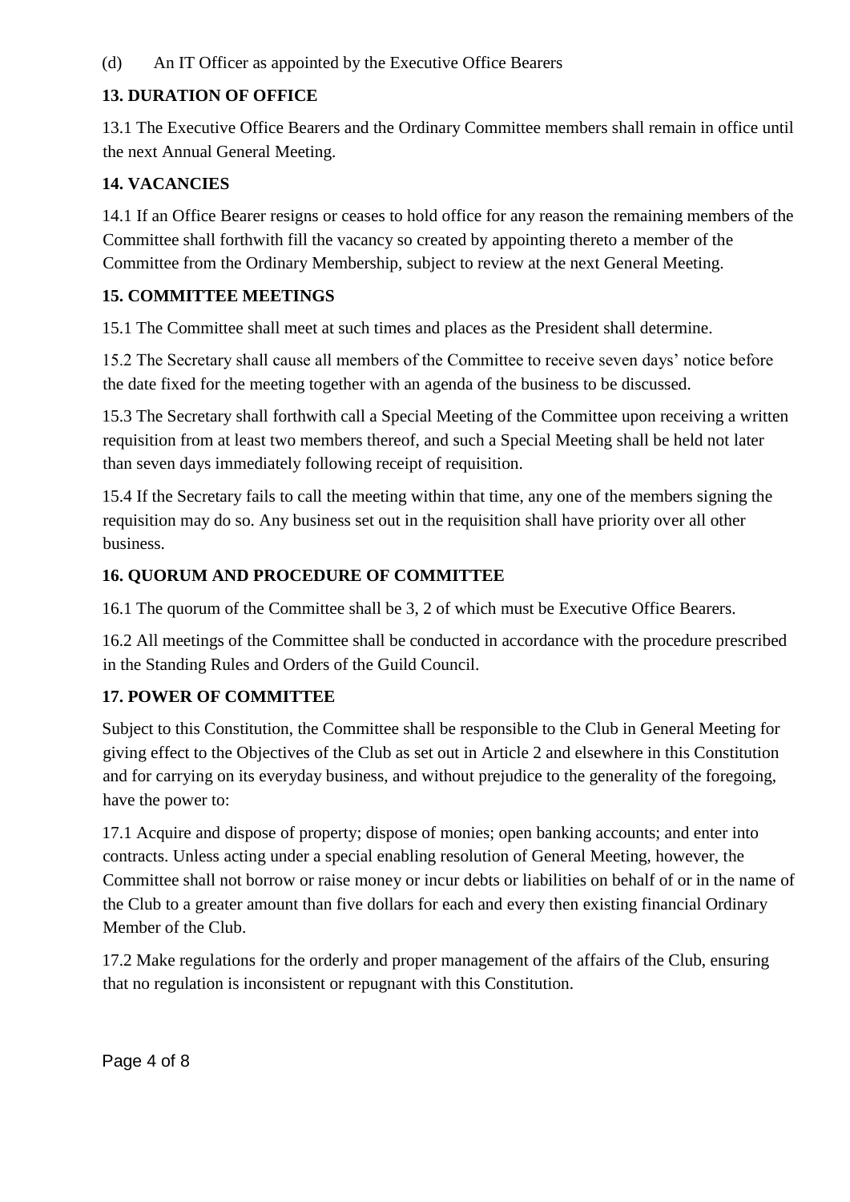(d) An IT Officer as appointed by the Executive Office Bearers

**13. DURATION OF OFFICE**

13.1 The Executive Office Bearers and the Ordinary Committee members shall remain in office until the next Annual General Meeting.

**14. VACANCIES**

14.1 If an Office Bearer resigns or ceases to hold office for any reason the remaining members of the Committee shall forthwith fill the vacancy so created by appointing thereto a member of the Committee from the Ordinary Membership, subject to review at the next General Meeting.

**15. COMMITTEE MEETINGS**

15.1 The Committee shall meet at such times and places as the President shall determine.

15.2 The Secretary shall cause all members of the Committee to receive seven days' notice before the date fixed for the meeting together with an agenda of the business to be discussed.

15.3 The Secretary shall forthwith call a Special Meeting of the Committee upon receiving a written requisition from at least two members thereof, and such a Special Meeting shall be held not later than seven days immediately following receipt of requisition.

15.4 If the Secretary fails to call the meeting within that time, any one of the members signing the requisition may do so. Any business set out in the requisition shall have priority over all other business.

**16. QUORUM AND PROCEDURE OF COMMITTEE**

16.1 The quorum of the Committee shall be 3, 2 of which must be Executive Office Bearers.

16.2 All meetings of the Committee shall be conducted in accordance with the procedure prescribed in the Standing Rules and Orders of the Guild Council.

**17. POWER OF COMMITTEE**

Subject to this Constitution, the Committee shall be responsible to the Club in General Meeting for giving effect to the Objectives of the Club as set out in Article 2 and elsewhere in this Constitution and for carrying on its everyday business, and without prejudice to the generality of the foregoing, have the power to:

17.1 Acquire and dispose of property; dispose of monies; open banking accounts; and enter into contracts. Unless acting under a special enabling resolution of General Meeting, however, the Committee shall not borrow or raise money or incur debts or liabilities on behalf of or in the name of the Club to a greater amount than five dollars for each and every then existing financial Ordinary Member of the Club.

17.2 Make regulations for the orderly and proper management of the affairs of the Club, ensuring that no regulation is inconsistent or repugnant with this Constitution.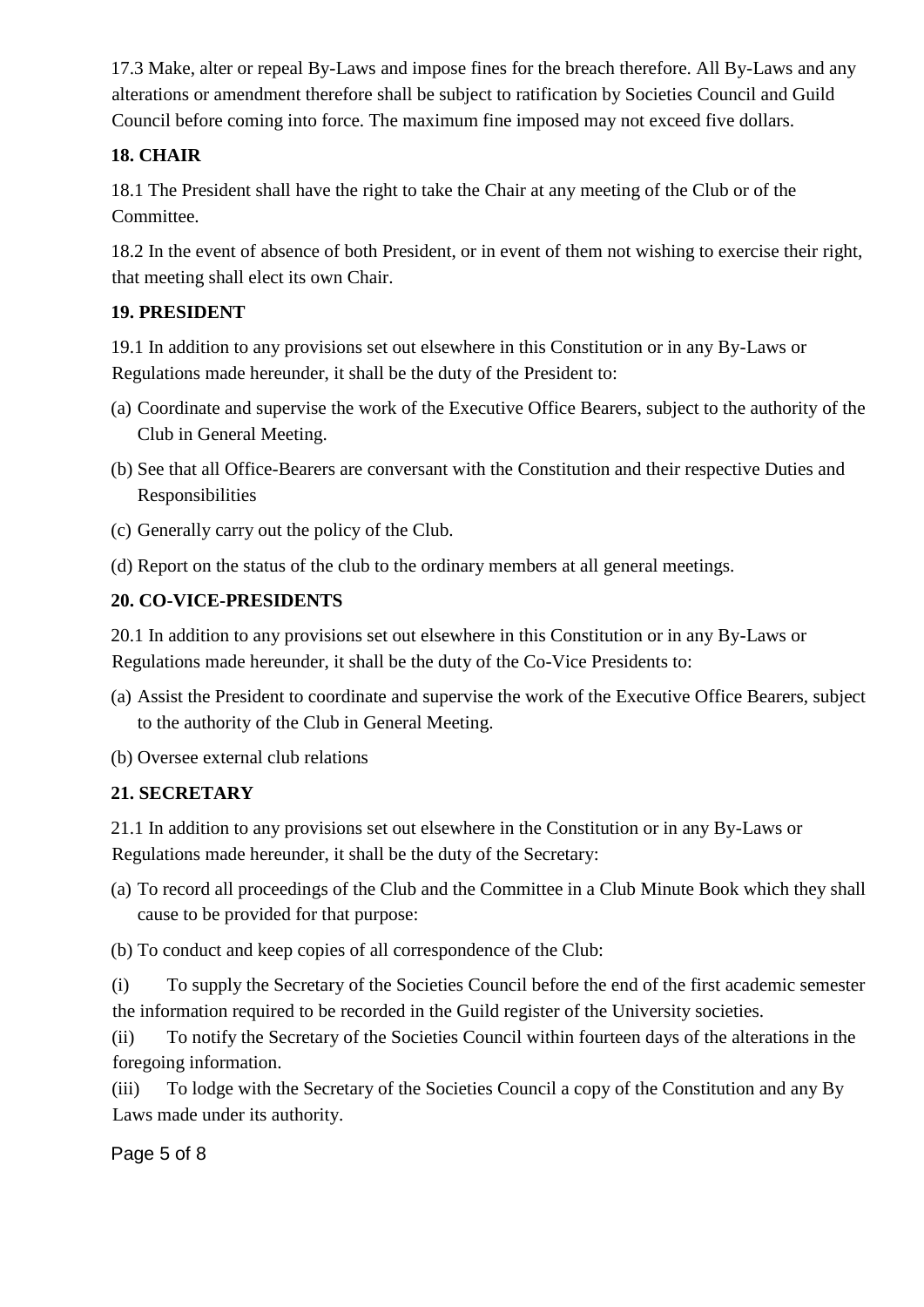17.3 Make, alter or repeal By-Laws and impose fines for the breach therefore. All By-Laws and any alterations or amendment therefore shall be subject to ratification by Societies Council and Guild Council before coming into force. The maximum fine imposed may not exceed five dollars.

**18. CHAIR**

18.1 The President shall have the right to take the Chair at any meeting of the Club or of the Committee.

18.2 In the event of absence of both President, or in event of them not wishing to exercise their right, that meeting shall elect its own Chair.

**19. PRESIDENT**

19.1 In addition to any provisions set out elsewhere in this Constitution or in any By-Laws or Regulations made hereunder, it shall be the duty of the President to:

(a) Coordinate and supervise the work of the Executive Office Bearers, subject to the authority of the Club in General Meeting.

(b) See that all Office-Bearers are conversant with the Constitution and their respective Duties and Responsibilities

(c) Generally carry out the policy of the Club.

(d) Report on the status of the club to the ordinary members at all general meetings.

**20. CO-VICE-PRESIDENTS**

20.1 In addition to any provisions set out elsewhere in this Constitution or in any By-Laws or Regulations made hereunder, it shall be the duty of the Co-Vice Presidents to:

(a) Assist the President to coordinate and supervise the work of the Executive Office Bearers, subject to the authority of the Club in General Meeting.

(b) Oversee external club relations

**21. SECRETARY**

21.1 In addition to any provisions set out elsewhere in the Constitution or in any By-Laws or Regulations made hereunder, it shall be the duty of the Secretary:

(a) To record all proceedings of the Club and the Committee in a Club Minute Book which they shall cause to be provided for that purpose:

(b) To conduct and keep copies of all correspondence of the Club:

(i) To supply the Secretary of the Societies Council before the end of the first academic semester the information required to be recorded in the Guild register of the University societies.

(ii) To notify the Secretary of the Societies Council within fourteen days of the alterations in the foregoing information.

(iii) To lodge with the Secretary of the Societies Council a copy of the Constitution and any By Laws made under its authority.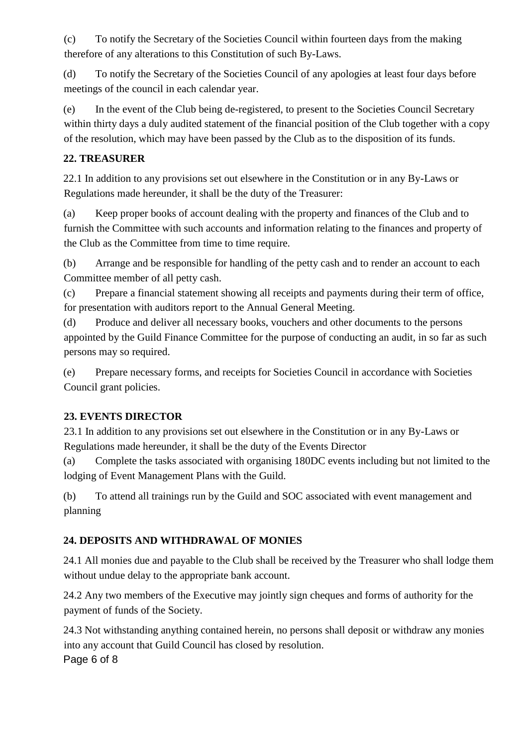(c) To notify the Secretary of the Societies Council within fourteen days from the making therefore of any alterations to this Constitution of such By-Laws.

(d) To notify the Secretary of the Societies Council of any apologies at least four days before meetings of the council in each calendar year.

(e) In the event of the Club being de-registered, to present to the Societies Council Secretary within thirty days a duly audited statement of the financial position of the Club together with a copy of the resolution, which may have been passed by the Club as to the disposition of its funds.

**22. TREASURER**

22.1 In addition to any provisions set out elsewhere in the Constitution or in any By-Laws or Regulations made hereunder, it shall be the duty of the Treasurer:

(a) Keep proper books of account dealing with the property and finances of the Club and to furnish the Committee with such accounts and information relating to the finances and property of the Club as the Committee from time to time require.

(b) Arrange and be responsible for handling of the petty cash and to render an account to each Committee member of all petty cash.

(c) Prepare a financial statement showing all receipts and payments during their term of office, for presentation with auditors report to the Annual General Meeting.

(d) Produce and deliver all necessary books, vouchers and other documents to the persons appointed by the Guild Finance Committee for the purpose of conducting an audit, in so far as such persons may so required.

(e) Prepare necessary forms, and receipts for Societies Council in accordance with Societies Council grant policies.

**23. EVENTS DIRECTOR**

23.1 In addition to any provisions set out elsewhere in the Constitution or in any By-Laws or Regulations made hereunder, it shall be the duty of the Events Director

(a) Complete the tasks associated with organising 180DC events including but not limited to the lodging of Event Management Plans with the Guild.

(b) To attend all trainings run by the Guild and SOC associated with event management and planning

**24. DEPOSITS AND WITHDRAWAL OF MONIES**

24.1 All monies due and payable to the Club shall be received by the Treasurer who shall lodge them without undue delay to the appropriate bank account.

24.2 Any two members of the Executive may jointly sign cheques and forms of authority for the payment of funds of the Society.

24.3 Not withstanding anything contained herein, no persons shall deposit or withdraw any monies into any account that Guild Council has closed by resolution.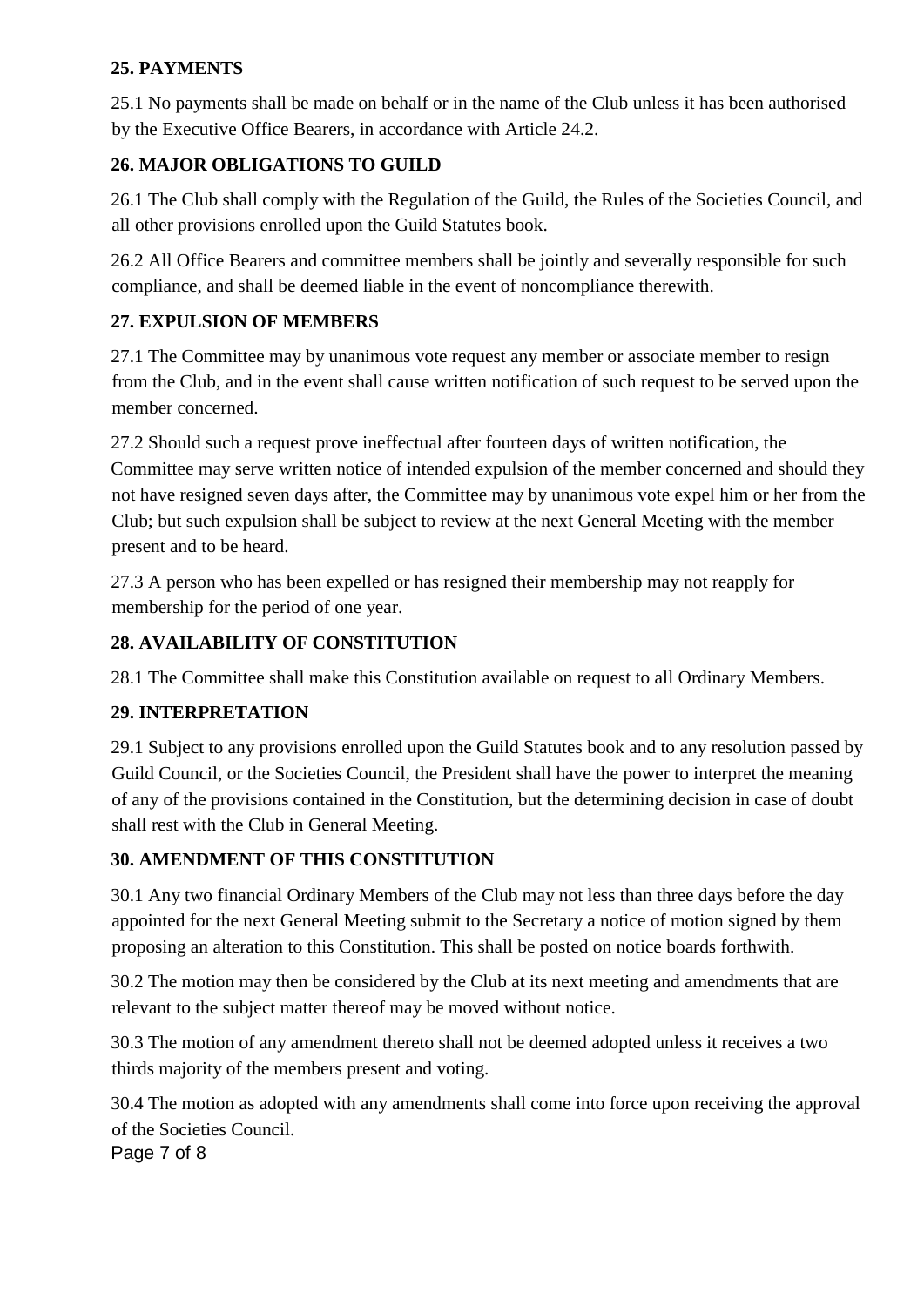## 25. PAYMENTS

25.1 No payments shall be made on behalf or in the name of the Club unless it has been authorised by the Executive Office Bearers, in accordance with Article 24.2.

## 26. MAJOR OBLIGATIONS TO GUILD

26.1 The Club shall comply with the Regulation of the Guild, the Rules of the Societies Council, and all other provisions enrolled upon the Guild Statutes book.

26.2 All Office Bearers and committee members shall be jointly and severally responsible for such compliance, and shall be deemed liable in the event of noncompliance therewith.

## 27. EXPULSION OF MEMBERS

27.1 The Committee may by unanimous vote request any member or associate member to resign from the Club, and in the event shall cause written notification of such request to be served upon the member concerned.

27.2 Should such a request prove ineffectual after fourteen days of written notification, the Committee may serve written notice of intended expulsion of the member concerned and should they not have resigned seven days after, the Committee may by unanimous vote expel him or her from the Club; but such expulsion shall be subject to review at the next General Meeting with the member present and to be heard.

27.3 A person who has been expelled or has resigned their membership may not reapply for membership for the period of one year.

## 28. AVAILABILITY OF CONSTITUTION

28.1 The Committee shall make this Constitution available on request to all Ordinary Members.

## 29. INTERPRETATION

29.1 Subject to any provisions enrolled upon the Guild Statutes book and to any resolution passed by Guild Council, or the Societies Council, the President shall have the power to interpret the meaning of any of the provisions contained in the Constitution, but the determining decision in case of doubt shall rest with the Club in General Meeting.

## 30. AMENDMENT OF THIS CONSTITUTION

30.1 Any two financial Ordinary Members of the Club may not less than three days before the day appointed for the next General Meeting submit to the Secretary a notice of motion signed by them proposing an alteration to this Constitution. This shall be posted on notice boards forthwith.

30.2 The motion may then be considered by the Club at its next meeting and amendments that are relevant to the subject matter thereof may be moved without notice.

30.3 The motion of any amendment thereto shall not be deemed adopted unless it receives a two thirds majority of the members present and voting.

30.4 The motion as adopted with any amendments shall come into force upon receiving the approval of the Societies Council.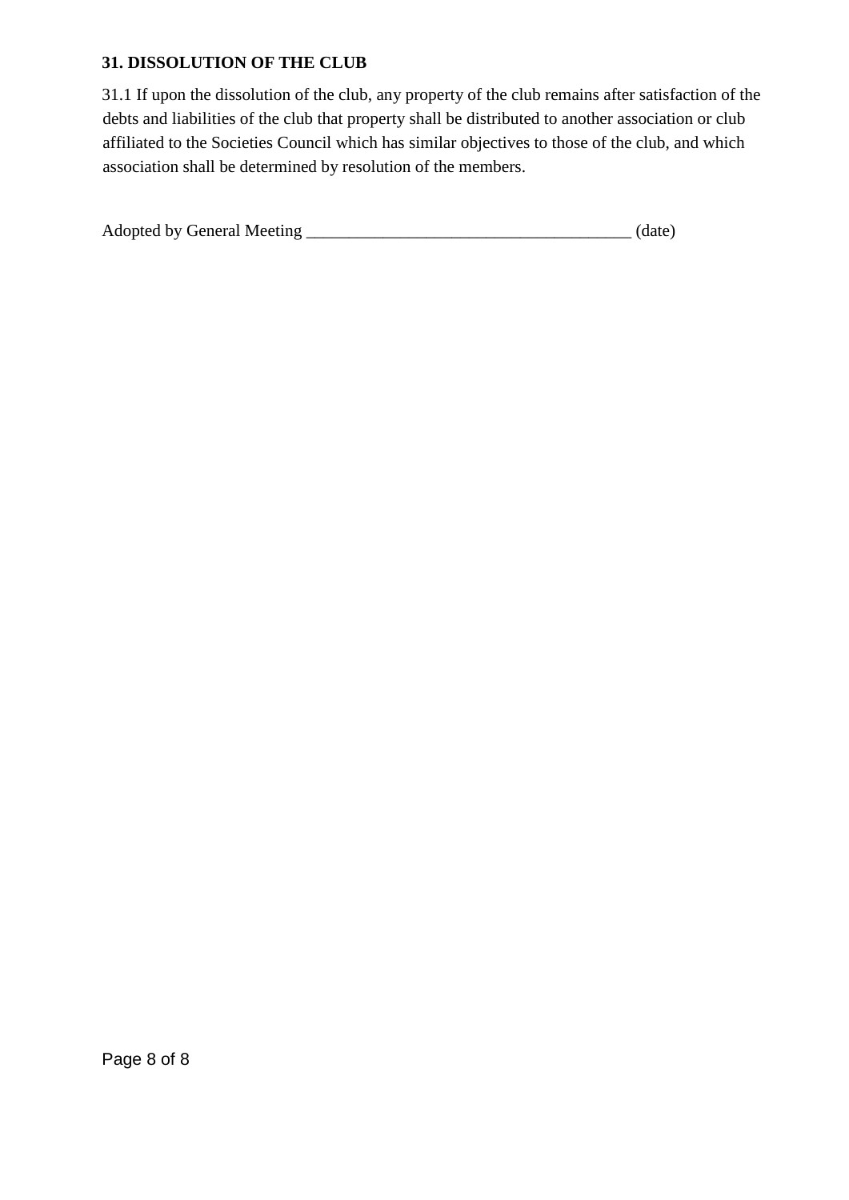### **31. DISSOLUTION OF THE CLUB**

31.1 If upon the dissolution of the club, any property of the club remains after satisfaction of the debts and liabilities of the club that property shall be distributed to another association or club affiliated to the Societies Council which has similar objectives to those of the club, and which association shall be determined by resolution of the members.

Adopted by General Meeting _______________________________________ (date)